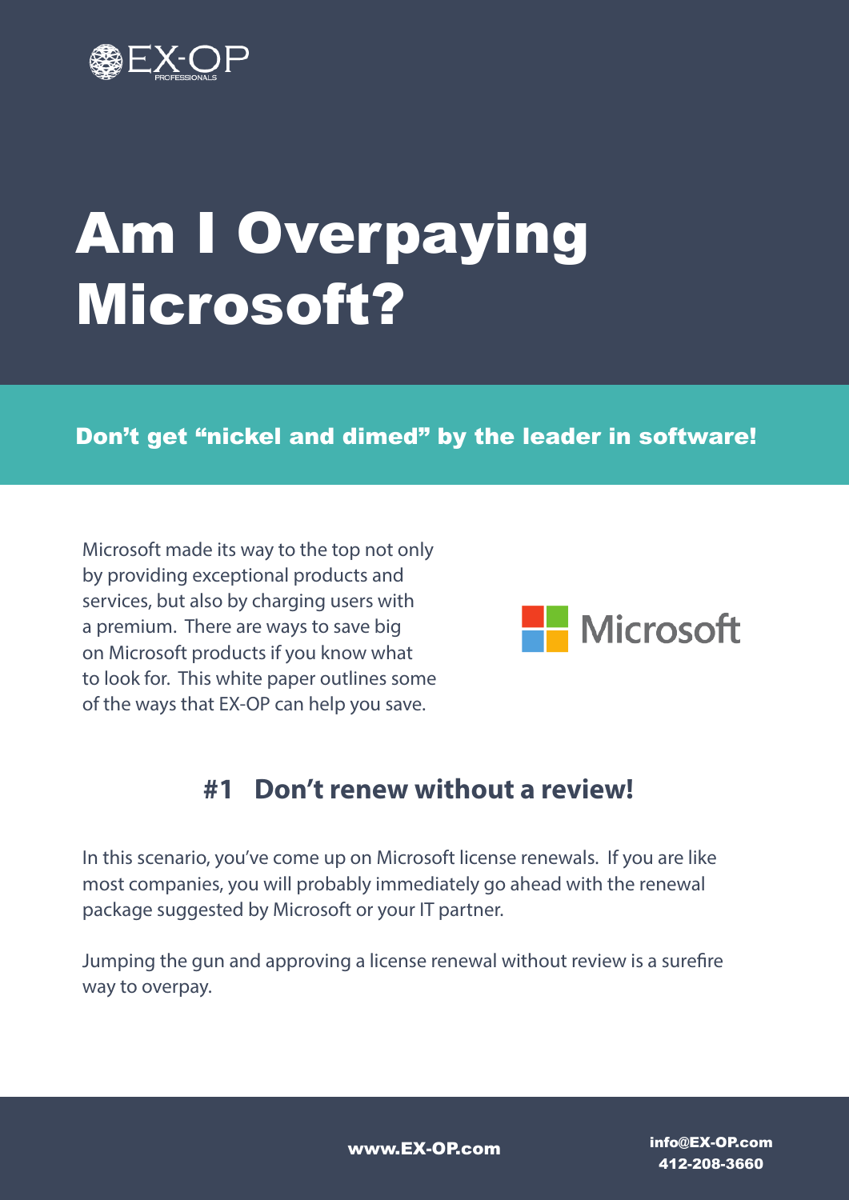EX-OP PROFESSIONALS

# Am I Overpaying Microsoft?

**Don't get "nickel and dimed" by the leader in software!**

Microsoft made its way to the top not only by providing exceptional products and services, but also by charging users with a premium. There are ways to save big on Microsoft products if you know what to look for. This white paper outlines some of the ways that EX-OP can help you save.

## #1 Don't renew without a review!

In this scenario, you've come up on Microsoft license renewals. If you are like most companies, you will probably immediately go ahead with the renewal package suggested by Microsoft or your IT partner.

Jumping the gun and approving a license renewal without review is a surefire way to overpay.

www.EX-OP.com

info@EX-OP.com
412-208-3660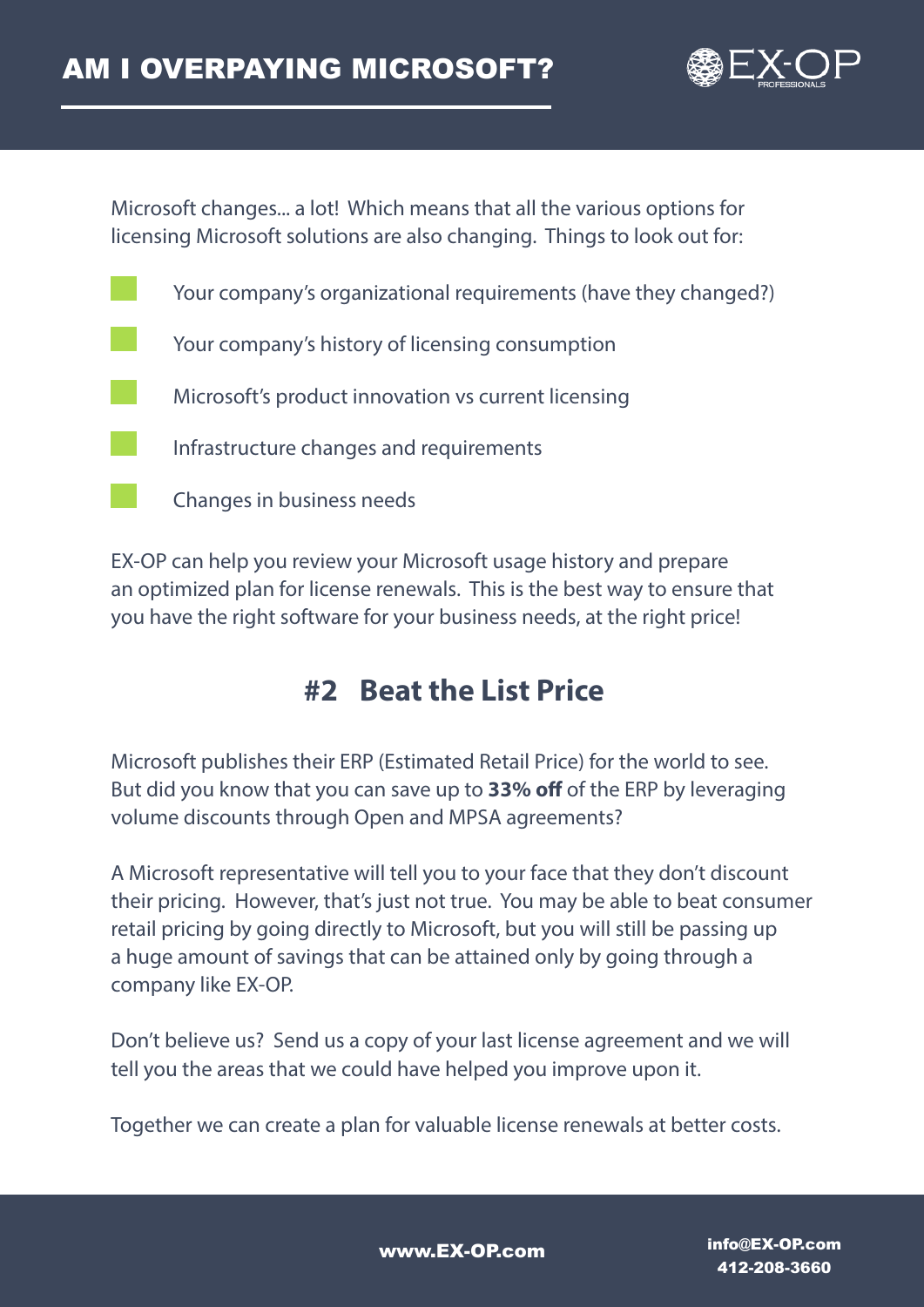# AM I OVERPAYING MICROSOFT?

Microsoft changes... a lot! Which means that all the various options for licensing Microsoft solutions are also changing. Things to look out for:

- Your company's organizational requirements (have they changed?)
- Your company's history of licensing consumption
- Microsoft's product innovation vs current licensing
- Infrastructure changes and requirements
- Changes in business needs

EX-OP can help you review your Microsoft usage history and prepare an optimized plan for license renewals. This is the best way to ensure that you have the right software for your business needs, at the right price!

## #2 Beat the List Price

Microsoft publishes their ERP (Estimated Retail Price) for the world to see. But did you know that you can save up to **33% off** of the ERP by leveraging volume discounts through Open and MPSA agreements?

A Microsoft representative will tell you to your face that they don't discount their pricing. However, that's just not true. You may be able to beat consumer retail pricing by going directly to Microsoft, but you will still be passing up a huge amount of savings that can be attained only by going through a company like EX-OP.

Don't believe us? Send us a copy of your last license agreement and we will tell you the areas that we could have helped you improve upon it.

Together we can create a plan for valuable license renewals at better costs.

www.EX-OP.com

info@EX-OP.com
412-208-3660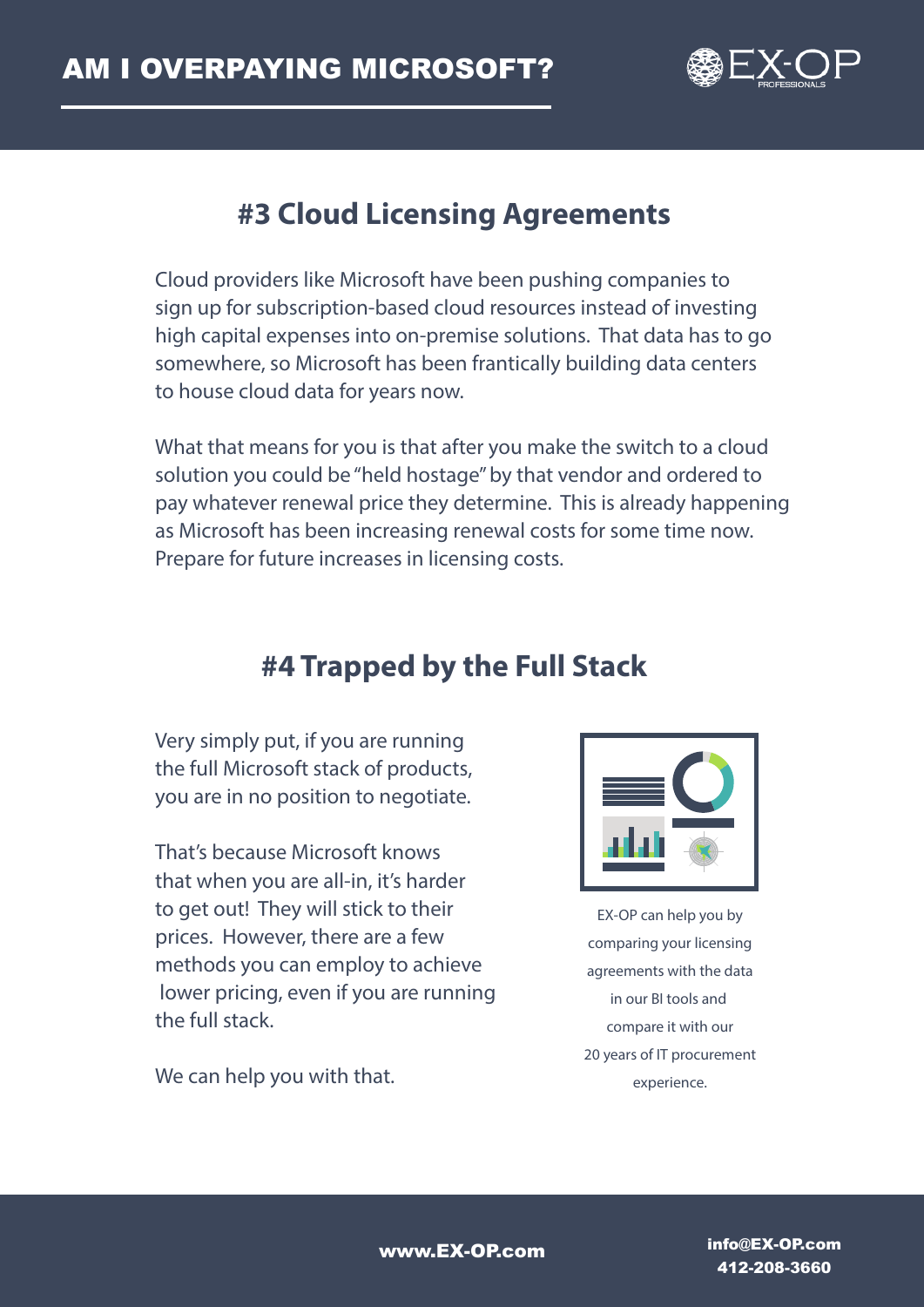## #3 Cloud Licensing Agreements

Cloud providers like Microsoft have been pushing companies to sign up for subscription-based cloud resources instead of investing high capital expenses into on-premise solutions. That data has to go somewhere, so Microsoft has been frantically building data centers to house cloud data for years now.

What that means for you is that after you make the switch to a cloud solution you could be "held hostage" by that vendor and ordered to pay whatever renewal price they determine. This is already happening as Microsoft has been increasing renewal costs for some time now. Prepare for future increases in licensing costs.

## #4 Trapped by the Full Stack

Very simply put, if you are running the full Microsoft stack of products, you are in no position to negotiate.

That's because Microsoft knows that when you are all-in, it's harder to get out! They will stick to their prices. However, there are a few methods you can employ to achieve lower pricing, even if you are running the full stack.

We can help you with that.

EX-OP can help you by comparing your licensing agreements with the data in our BI tools and compare it with our 20 years of IT procurement experience.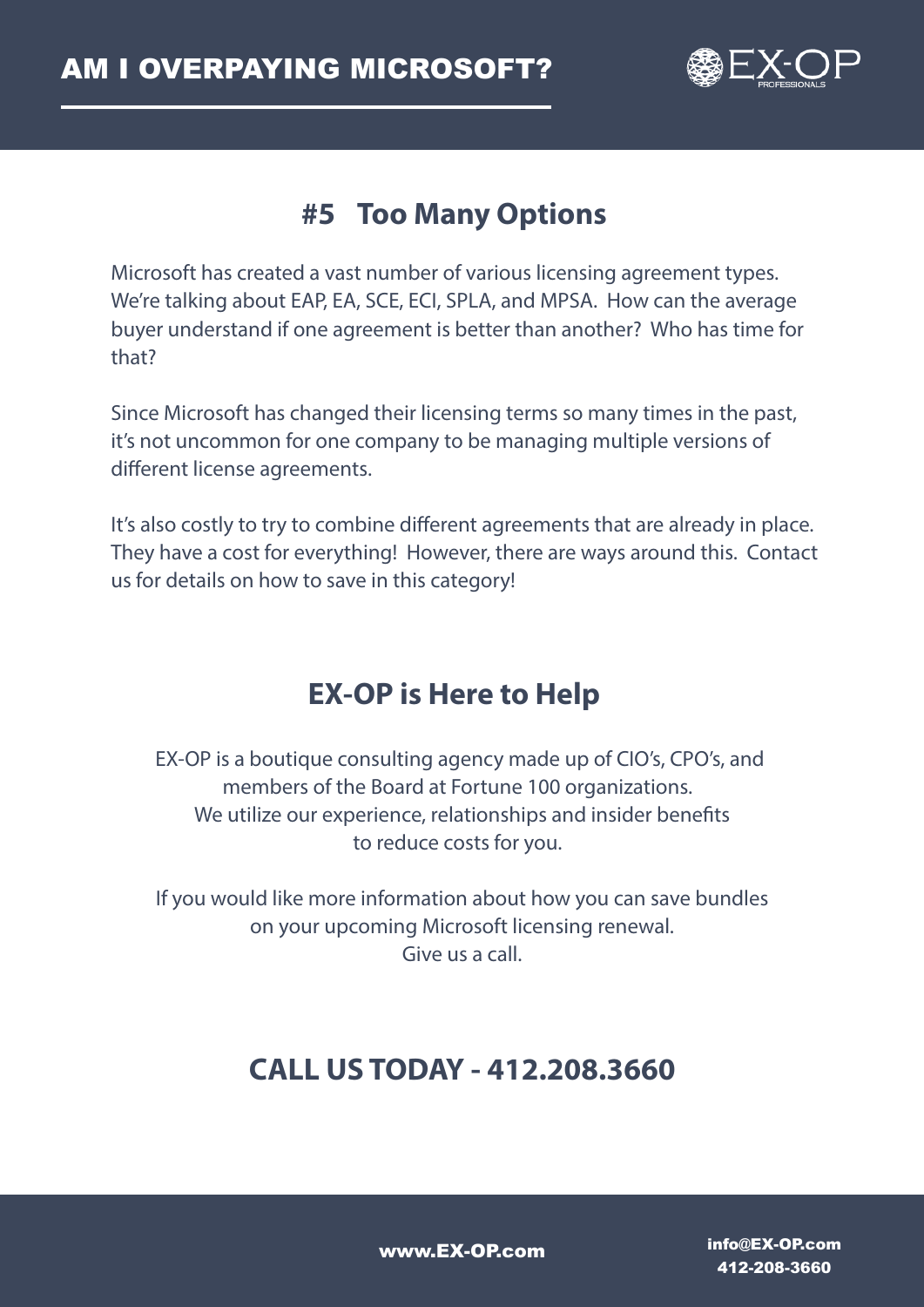## #5 Too Many Options

Microsoft has created a vast number of various licensing agreement types. We're talking about EAP, EA, SCE, ECI, SPLA, and MPSA. How can the average buyer understand if one agreement is better than another? Who has time for that?

Since Microsoft has changed their licensing terms so many times in the past, it's not uncommon for one company to be managing multiple versions of different license agreements.

It's also costly to try to combine different agreements that are already in place. They have a cost for everything! However, there are ways around this. Contact us for details on how to save in this category!

## EX-OP is Here to Help

EX-OP is a boutique consulting agency made up of CIO's, CPO's, and members of the Board at Fortune 100 organizations. We utilize our experience, relationships and insider benefits to reduce costs for you.

If you would like more information about how you can save bundles on your upcoming Microsoft licensing renewal. Give us a call.

## CALL US TODAY - 412.208.3660

www.EX-OP.com

info@EX-OP.com
412-208-3660